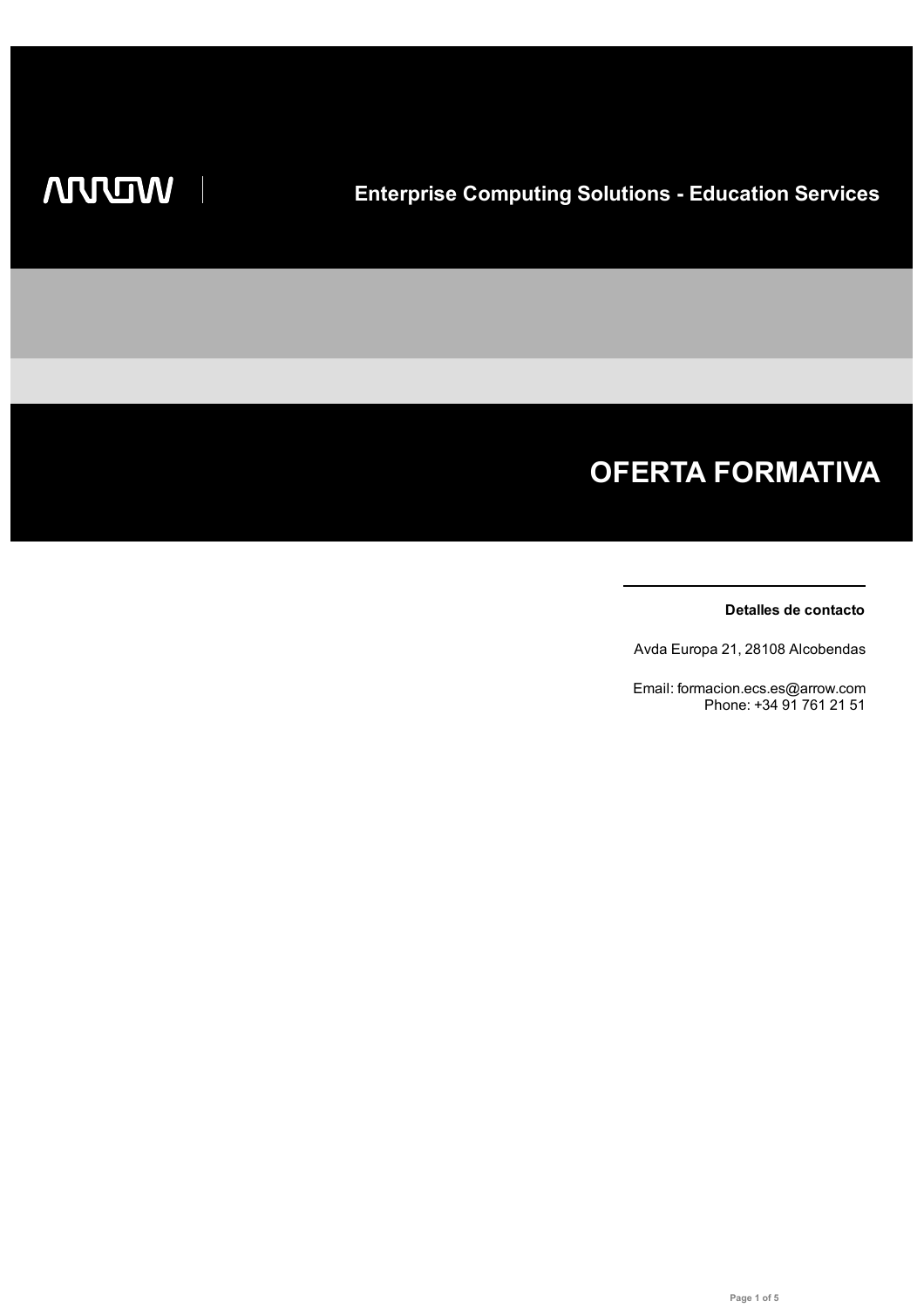ARROW

**Enterprise Computing Solutions - Education Services**

# OFERTA FORMATIVA

**Detalles de contacto**

Avda Europa 21, 28108 Alcobendas

Email: formacion.ecs.es@arrow.com
Phone: +34 91 761 21 51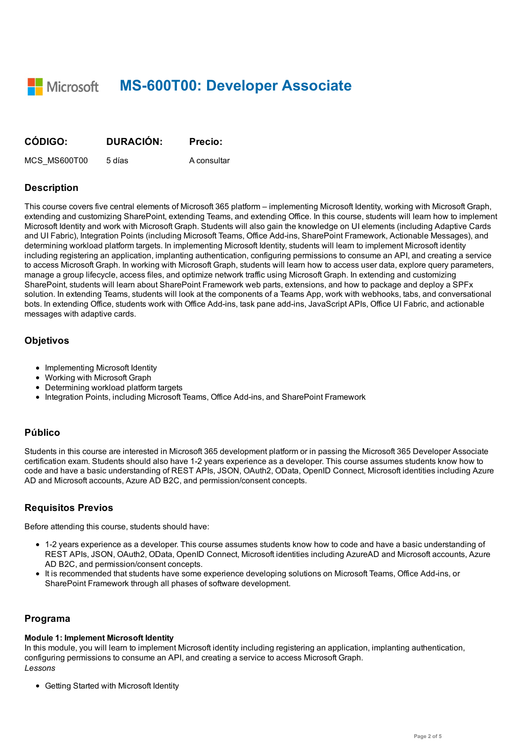# MS-600T00: Developer Associate

| CÓDIGO: | DURACIÓN: | Precio: |
|---|---|---|
| MCS_MS600T00 | 5 días | A consultar |

## Description

This course covers five central elements of Microsoft 365 platform – implementing Microsoft Identity, working with Microsoft Graph, extending and customizing SharePoint, extending Teams, and extending Office. In this course, students will learn how to implement Microsoft Identity and work with Microsoft Graph. Students will also gain the knowledge on UI elements (including Adaptive Cards and UI Fabric), Integration Points (including Microsoft Teams, Office Add-ins, SharePoint Framework, Actionable Messages), and determining workload platform targets. In implementing Microsoft Identity, students will learn to implement Microsoft identity including registering an application, implanting authentication, configuring permissions to consume an API, and creating a service to access Microsoft Graph. In working with Microsoft Graph, students will learn how to access user data, explore query parameters, manage a group lifecycle, access files, and optimize network traffic using Microsoft Graph. In extending and customizing SharePoint, students will learn about SharePoint Framework web parts, extensions, and how to package and deploy a SPFx solution. In extending Teams, students will look at the components of a Teams App, work with webhooks, tabs, and conversational bots. In extending Office, students work with Office Add-ins, task pane add-ins, JavaScript APIs, Office UI Fabric, and actionable messages with adaptive cards.

## Objetivos

- Implementing Microsoft Identity
- Working with Microsoft Graph
- Determining workload platform targets
- Integration Points, including Microsoft Teams, Office Add-ins, and SharePoint Framework

## Público

Students in this course are interested in Microsoft 365 development platform or in passing the Microsoft 365 Developer Associate certification exam. Students should also have 1-2 years experience as a developer. This course assumes students know how to code and have a basic understanding of REST APIs, JSON, OAuth2, OData, OpenID Connect, Microsoft identities including Azure AD and Microsoft accounts, Azure AD B2C, and permission/consent concepts.

## Requisitos Previos

Before attending this course, students should have:

- 1-2 years experience as a developer. This course assumes students know how to code and have a basic understanding of REST APIs, JSON, OAuth2, OData, OpenID Connect, Microsoft identities including AzureAD and Microsoft accounts, Azure AD B2C, and permission/consent concepts.
- It is recommended that students have some experience developing solutions on Microsoft Teams, Office Add-ins, or SharePoint Framework through all phases of software development.

## Programa

**Module 1: Implement Microsoft Identity**
In this module, you will learn to implement Microsoft identity including registering an application, implanting authentication, configuring permissions to consume an API, and creating a service to access Microsoft Graph.
*Lessons*

- Getting Started with Microsoft Identity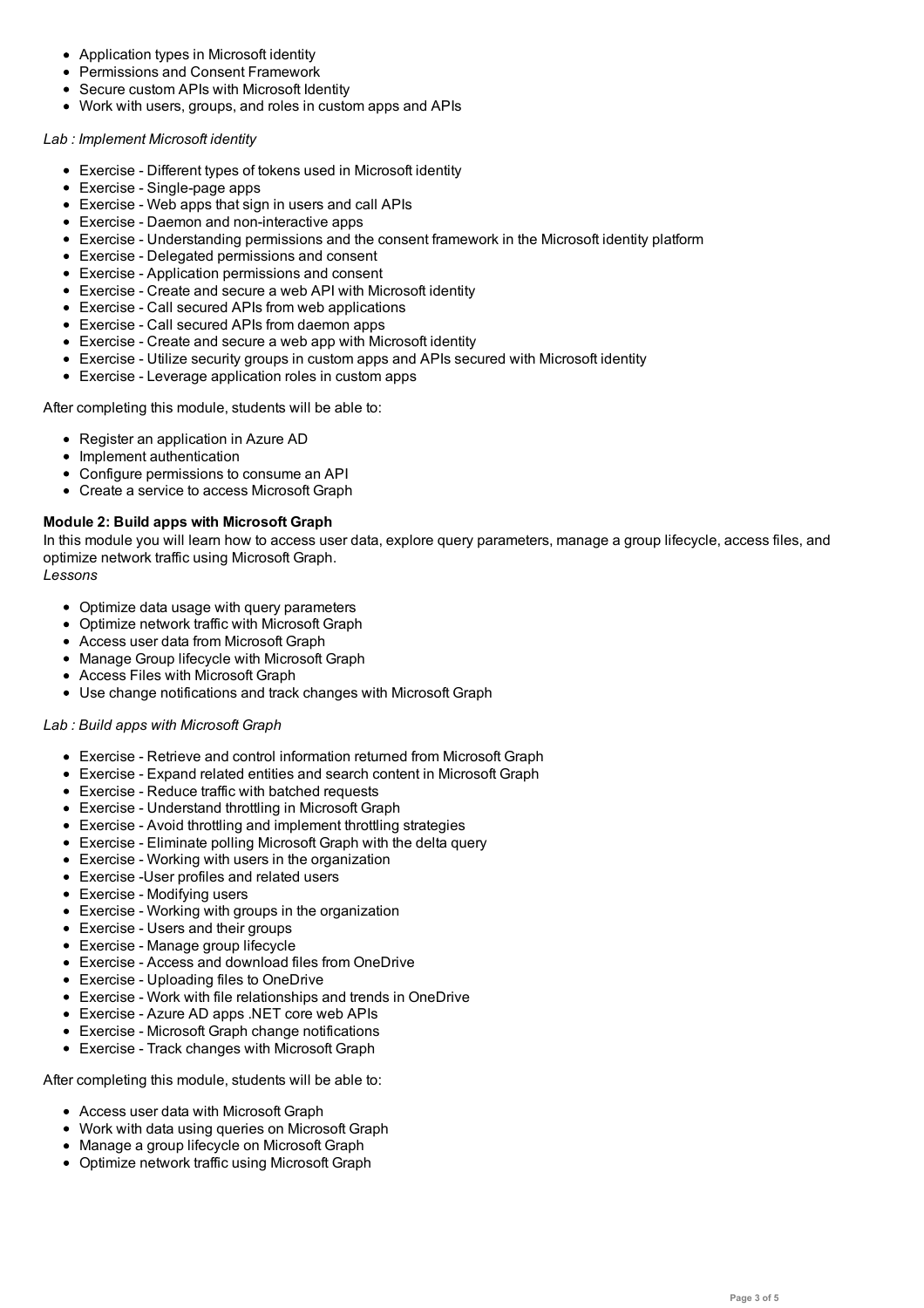- Application types in Microsoft identity
- Permissions and Consent Framework
- Secure custom APIs with Microsoft Identity
- Work with users, groups, and roles in custom apps and APIs

*Lab : Implement Microsoft identity*

- Exercise - Different types of tokens used in Microsoft identity
- Exercise - Single-page apps
- Exercise - Web apps that sign in users and call APIs
- Exercise - Daemon and non-interactive apps
- Exercise - Understanding permissions and the consent framework in the Microsoft identity platform
- Exercise - Delegated permissions and consent
- Exercise - Application permissions and consent
- Exercise - Create and secure a web API with Microsoft identity
- Exercise - Call secured APIs from web applications
- Exercise - Call secured APIs from daemon apps
- Exercise - Create and secure a web app with Microsoft identity
- Exercise - Utilize security groups in custom apps and APIs secured with Microsoft identity
- Exercise - Leverage application roles in custom apps

After completing this module, students will be able to:

- Register an application in Azure AD
- Implement authentication
- Configure permissions to consume an API
- Create a service to access Microsoft Graph

**Module 2: Build apps with Microsoft Graph**

In this module you will learn how to access user data, explore query parameters, manage a group lifecycle, access files, and optimize network traffic using Microsoft Graph.

*Lessons*

- Optimize data usage with query parameters
- Optimize network traffic with Microsoft Graph
- Access user data from Microsoft Graph
- Manage Group lifecycle with Microsoft Graph
- Access Files with Microsoft Graph
- Use change notifications and track changes with Microsoft Graph

*Lab : Build apps with Microsoft Graph*

- Exercise - Retrieve and control information returned from Microsoft Graph
- Exercise - Expand related entities and search content in Microsoft Graph
- Exercise - Reduce traffic with batched requests
- Exercise - Understand throttling in Microsoft Graph
- Exercise - Avoid throttling and implement throttling strategies
- Exercise - Eliminate polling Microsoft Graph with the delta query
- Exercise - Working with users in the organization
- Exercise -User profiles and related users
- Exercise - Modifying users
- Exercise - Working with groups in the organization
- Exercise - Users and their groups
- Exercise - Manage group lifecycle
- Exercise - Access and download files from OneDrive
- Exercise - Uploading files to OneDrive
- Exercise - Work with file relationships and trends in OneDrive
- Exercise - Azure AD apps .NET core web APIs
- Exercise - Microsoft Graph change notifications
- Exercise - Track changes with Microsoft Graph

After completing this module, students will be able to:

- Access user data with Microsoft Graph
- Work with data using queries on Microsoft Graph
- Manage a group lifecycle on Microsoft Graph
- Optimize network traffic using Microsoft Graph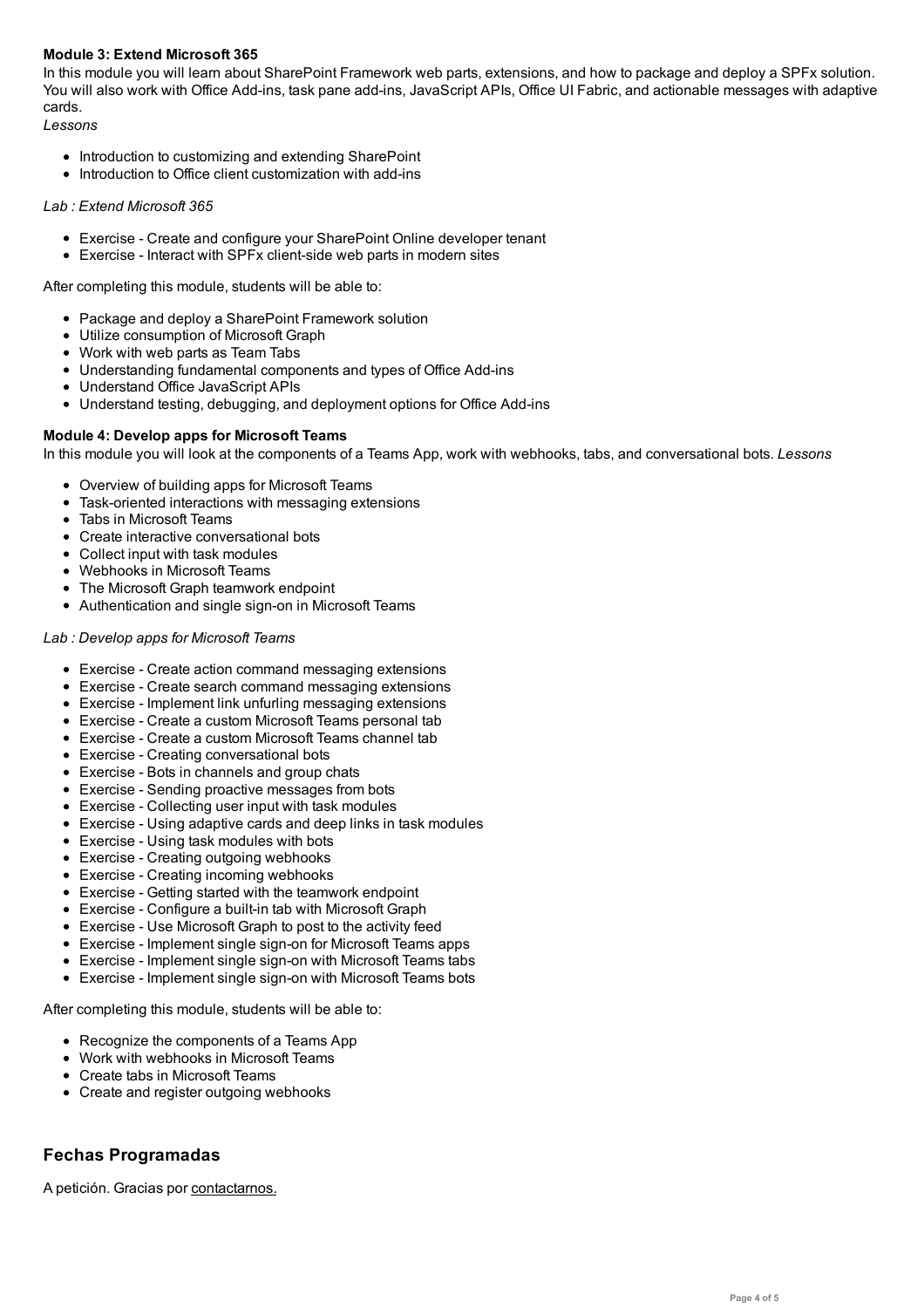**Module 3: Extend Microsoft 365**

In this module you will learn about SharePoint Framework web parts, extensions, and how to package and deploy a SPFx solution. You will also work with Office Add-ins, task pane add-ins, JavaScript APIs, Office UI Fabric, and actionable messages with adaptive cards.

*Lessons*

- Introduction to customizing and extending SharePoint
- Introduction to Office client customization with add-ins

*Lab : Extend Microsoft 365*

- Exercise - Create and configure your SharePoint Online developer tenant
- Exercise - Interact with SPFx client-side web parts in modern sites

After completing this module, students will be able to:

- Package and deploy a SharePoint Framework solution
- Utilize consumption of Microsoft Graph
- Work with web parts as Team Tabs
- Understanding fundamental components and types of Office Add-ins
- Understand Office JavaScript APIs
- Understand testing, debugging, and deployment options for Office Add-ins

**Module 4: Develop apps for Microsoft Teams**

In this module you will look at the components of a Teams App, work with webhooks, tabs, and conversational bots. *Lessons*

- Overview of building apps for Microsoft Teams
- Task-oriented interactions with messaging extensions
- Tabs in Microsoft Teams
- Create interactive conversational bots
- Collect input with task modules
- Webhooks in Microsoft Teams
- The Microsoft Graph teamwork endpoint
- Authentication and single sign-on in Microsoft Teams

*Lab : Develop apps for Microsoft Teams*

- Exercise - Create action command messaging extensions
- Exercise - Create search command messaging extensions
- Exercise - Implement link unfurling messaging extensions
- Exercise - Create a custom Microsoft Teams personal tab
- Exercise - Create a custom Microsoft Teams channel tab
- Exercise - Creating conversational bots
- Exercise - Bots in channels and group chats
- Exercise - Sending proactive messages from bots
- Exercise - Collecting user input with task modules
- Exercise - Using adaptive cards and deep links in task modules
- Exercise - Using task modules with bots
- Exercise - Creating outgoing webhooks
- Exercise - Creating incoming webhooks
- Exercise - Getting started with the teamwork endpoint
- Exercise - Configure a built-in tab with Microsoft Graph
- Exercise - Use Microsoft Graph to post to the activity feed
- Exercise - Implement single sign-on for Microsoft Teams apps
- Exercise - Implement single sign-on with Microsoft Teams tabs
- Exercise - Implement single sign-on with Microsoft Teams bots

After completing this module, students will be able to:

- Recognize the components of a Teams App
- Work with webhooks in Microsoft Teams
- Create tabs in Microsoft Teams
- Create and register outgoing webhooks

## Fechas Programadas

A petición. Gracias por contactarnos.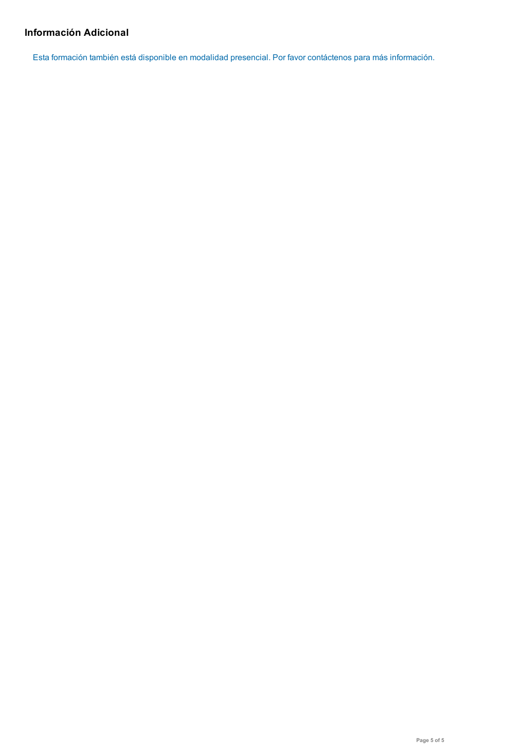## Información Adicional

Esta formación también está disponible en modalidad presencial. Por favor contáctenos para más información.